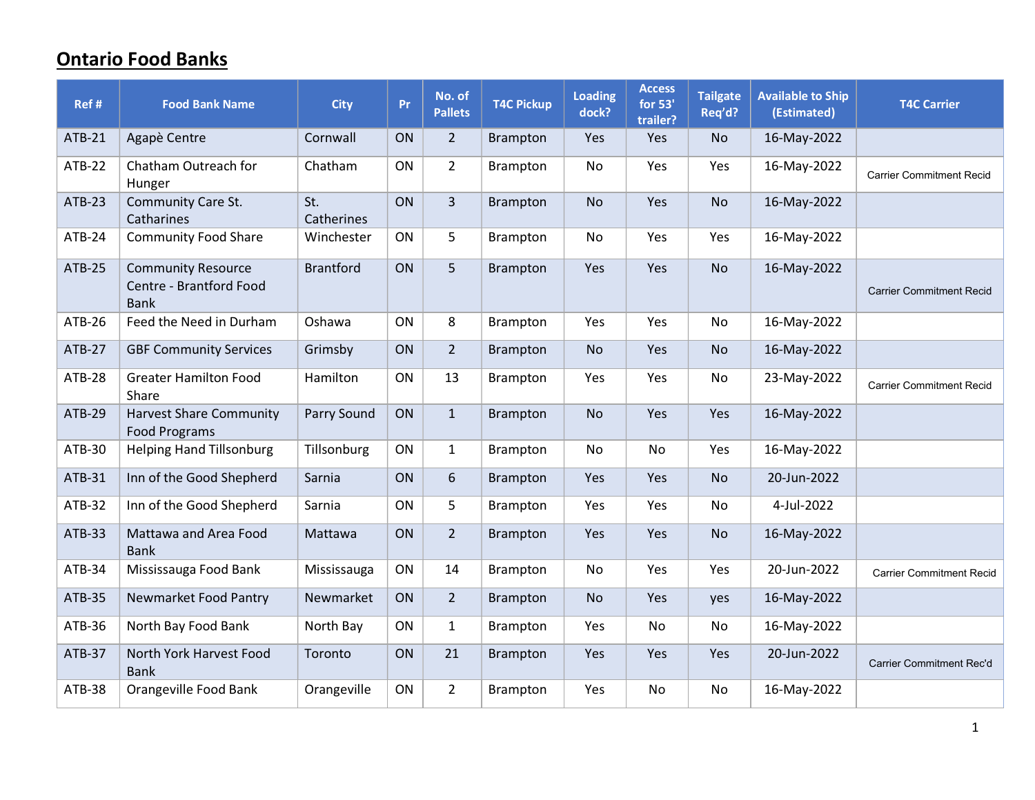# Ontario Food Banks

| Ref # | Food Bank Name | City | Pr | No. of Pallets | T4C Pickup | Loading dock? | Access for 53' trailer? | Tailgate Req'd? | Available to Ship (Estimated) | T4C Carrier |
|---|---|---|---|---|---|---|---|---|---|---|
| ATB-21 | Agapè Centre | Cornwall | ON | 2 | Brampton | Yes | Yes | No | 16-May-2022 | |
| ATB-22 | Chatham Outreach for Hunger | Chatham | ON | 2 | Brampton | No | Yes | Yes | 16-May-2022 | Carrier Commitment Recid |
| ATB-23 | Community Care St. Catharines | St. Catharines | ON | 3 | Brampton | No | Yes | No | 16-May-2022 | |
| ATB-24 | Community Food Share | Winchester | ON | 5 | Brampton | No | Yes | Yes | 16-May-2022 | |
| ATB-25 | Community Resource Centre - Brantford Food Bank | Brantford | ON | 5 | Brampton | Yes | Yes | No | 16-May-2022 | Carrier Commitment Recid |
| ATB-26 | Feed the Need in Durham | Oshawa | ON | 8 | Brampton | Yes | Yes | No | 16-May-2022 | |
| ATB-27 | GBF Community Services | Grimsby | ON | 2 | Brampton | No | Yes | No | 16-May-2022 | |
| ATB-28 | Greater Hamilton Food Share | Hamilton | ON | 13 | Brampton | Yes | Yes | No | 23-May-2022 | Carrier Commitment Recid |
| ATB-29 | Harvest Share Community Food Programs | Parry Sound | ON | 1 | Brampton | No | Yes | Yes | 16-May-2022 | |
| ATB-30 | Helping Hand Tillsonburg | Tillsonburg | ON | 1 | Brampton | No | No | Yes | 16-May-2022 | |
| ATB-31 | Inn of the Good Shepherd | Sarnia | ON | 6 | Brampton | Yes | Yes | No | 20-Jun-2022 | |
| ATB-32 | Inn of the Good Shepherd | Sarnia | ON | 5 | Brampton | Yes | Yes | No | 4-Jul-2022 | |
| ATB-33 | Mattawa and Area Food Bank | Mattawa | ON | 2 | Brampton | Yes | Yes | No | 16-May-2022 | |
| ATB-34 | Mississauga Food Bank | Mississauga | ON | 14 | Brampton | No | Yes | Yes | 20-Jun-2022 | Carrier Commitment Recid |
| ATB-35 | Newmarket Food Pantry | Newmarket | ON | 2 | Brampton | No | Yes | yes | 16-May-2022 | |
| ATB-36 | North Bay Food Bank | North Bay | ON | 1 | Brampton | Yes | No | No | 16-May-2022 | |
| ATB-37 | North York Harvest Food Bank | Toronto | ON | 21 | Brampton | Yes | Yes | Yes | 20-Jun-2022 | Carrier Commitment Rec'd |
| ATB-38 | Orangeville Food Bank | Orangeville | ON | 2 | Brampton | Yes | No | No | 16-May-2022 | |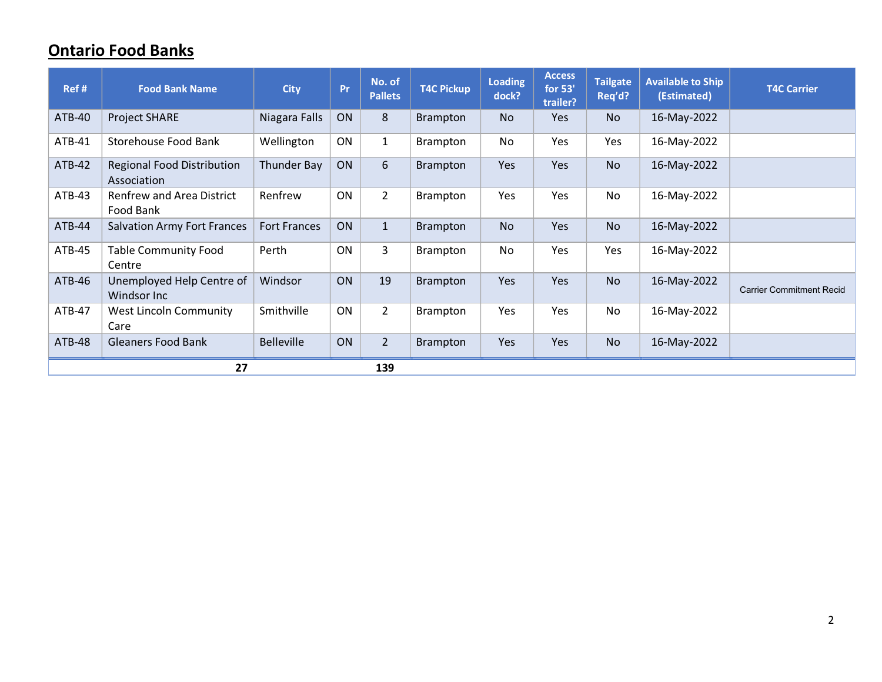## Ontario Food Banks

| Ref # | Food Bank Name | City | Pr | No. of Pallets | T4C Pickup | Loading dock? | Access for 53' trailer? | Tailgate Req'd? | Available to Ship (Estimated) | T4C Carrier |
|---|---|---|---|---|---|---|---|---|---|---|
| ATB-40 | Project SHARE | Niagara Falls | ON | 8 | Brampton | No | Yes | No | 16-May-2022 | |
| ATB-41 | Storehouse Food Bank | Wellington | ON | 1 | Brampton | No | Yes | Yes | 16-May-2022 | |
| ATB-42 | Regional Food Distribution Association | Thunder Bay | ON | 6 | Brampton | Yes | Yes | No | 16-May-2022 | |
| ATB-43 | Renfrew and Area District Food Bank | Renfrew | ON | 2 | Brampton | Yes | Yes | No | 16-May-2022 | |
| ATB-44 | Salvation Army Fort Frances | Fort Frances | ON | 1 | Brampton | No | Yes | No | 16-May-2022 | |
| ATB-45 | Table Community Food Centre | Perth | ON | 3 | Brampton | No | Yes | Yes | 16-May-2022 | |
| ATB-46 | Unemployed Help Centre of Windsor Inc | Windsor | ON | 19 | Brampton | Yes | Yes | No | 16-May-2022 | Carrier Commitment Recid |
| ATB-47 | West Lincoln Community Care | Smithville | ON | 2 | Brampton | Yes | Yes | No | 16-May-2022 | |
| ATB-48 | Gleaners Food Bank | Belleville | ON | 2 | Brampton | Yes | Yes | No | 16-May-2022 | |
| | **27** | | | **139** | | | | | | |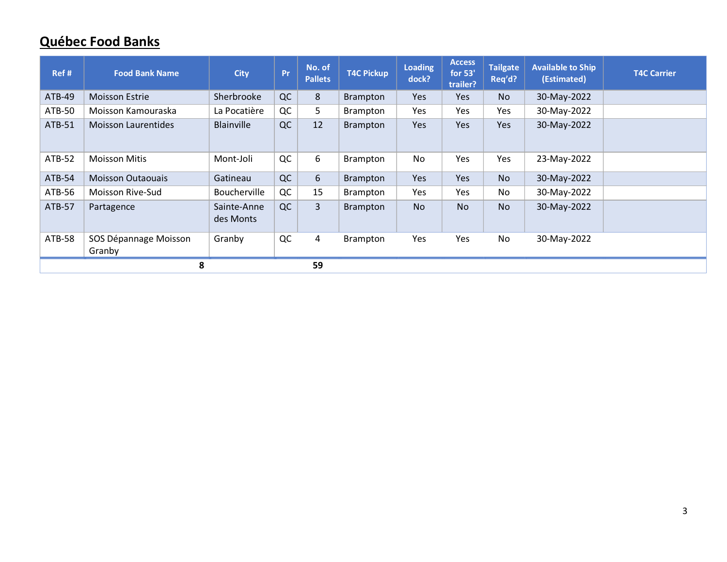## Québec Food Banks

| Ref # | Food Bank Name | City | Pr | No. of Pallets | T4C Pickup | Loading dock? | Access for 53' trailer? | Tailgate Req'd? | Available to Ship (Estimated) | T4C Carrier |
|---|---|---|---|---|---|---|---|---|---|---|
| ATB-49 | Moisson Estrie | Sherbrooke | QC | 8 | Brampton | Yes | Yes | No | 30-May-2022 | |
| ATB-50 | Moisson Kamouraska | La Pocatière | QC | 5 | Brampton | Yes | Yes | Yes | 30-May-2022 | |
| ATB-51 | Moisson Laurentides | Blainville | QC | 12 | Brampton | Yes | Yes | Yes | 30-May-2022 | |
| ATB-52 | Moisson Mitis | Mont-Joli | QC | 6 | Brampton | No | Yes | Yes | 23-May-2022 | |
| ATB-54 | Moisson Outaouais | Gatineau | QC | 6 | Brampton | Yes | Yes | No | 30-May-2022 | |
| ATB-56 | Moisson Rive-Sud | Boucherville | QC | 15 | Brampton | Yes | Yes | No | 30-May-2022 | |
| ATB-57 | Partagence | Sainte-Anne des Monts | QC | 3 | Brampton | No | No | No | 30-May-2022 | |
| ATB-58 | SOS Dépannage Moisson Granby | Granby | QC | 4 | Brampton | Yes | Yes | No | 30-May-2022 | |
| | **8** | | | **59** | | | | | | |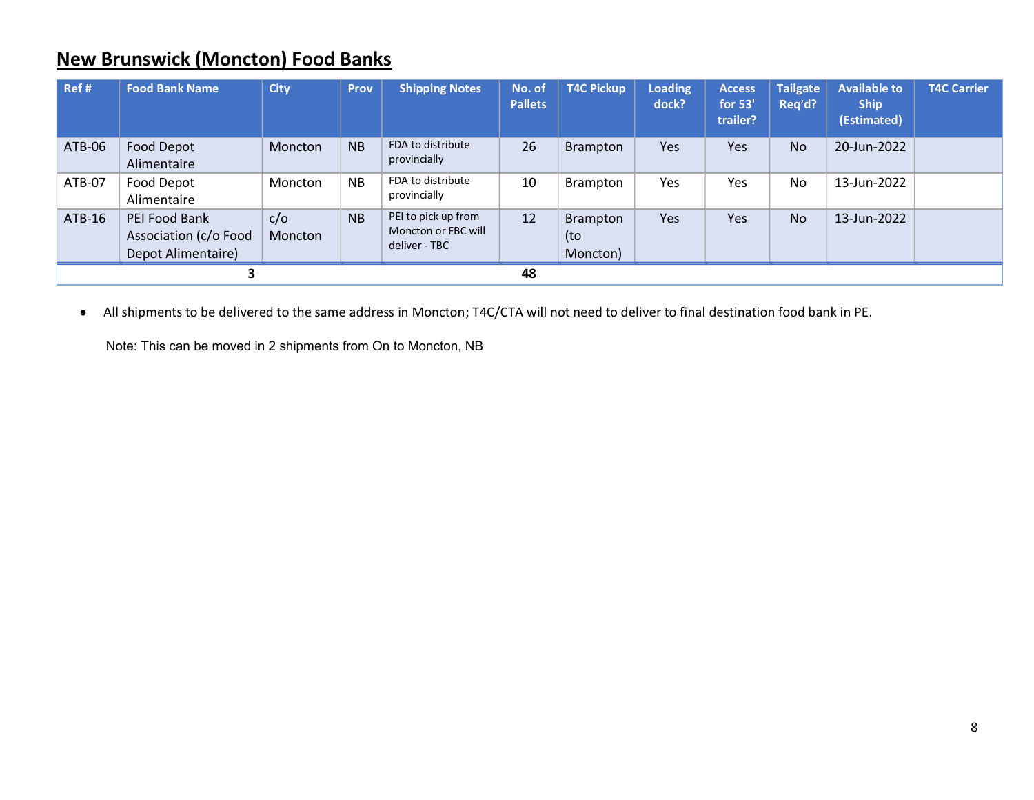## New Brunswick (Moncton) Food Banks

| Ref # | Food Bank Name | City | Prov | Shipping Notes | No. of Pallets | T4C Pickup | Loading dock? | Access for 53' trailer? | Tailgate Req'd? | Available to Ship (Estimated) | T4C Carrier |
|---|---|---|---|---|---|---|---|---|---|---|---|
| ATB-06 | Food Depot Alimentaire | Moncton | NB | FDA to distribute provincially | 26 | Brampton | Yes | Yes | No | 20-Jun-2022 | |
| ATB-07 | Food Depot Alimentaire | Moncton | NB | FDA to distribute provincially | 10 | Brampton | Yes | Yes | No | 13-Jun-2022 | |
| ATB-16 | PEI Food Bank Association (c/o Food Depot Alimentaire) | c/o Moncton | NB | PEI to pick up from Moncton or FBC will deliver - TBC | 12 | Brampton (to Moncton) | Yes | Yes | No | 13-Jun-2022 | |
| | **3** | | | | **48** | | | | | | |

- All shipments to be delivered to the same address in Moncton; T4C/CTA will not need to deliver to final destination food bank in PE.

Note: This can be moved in 2 shipments from On to Moncton, NB